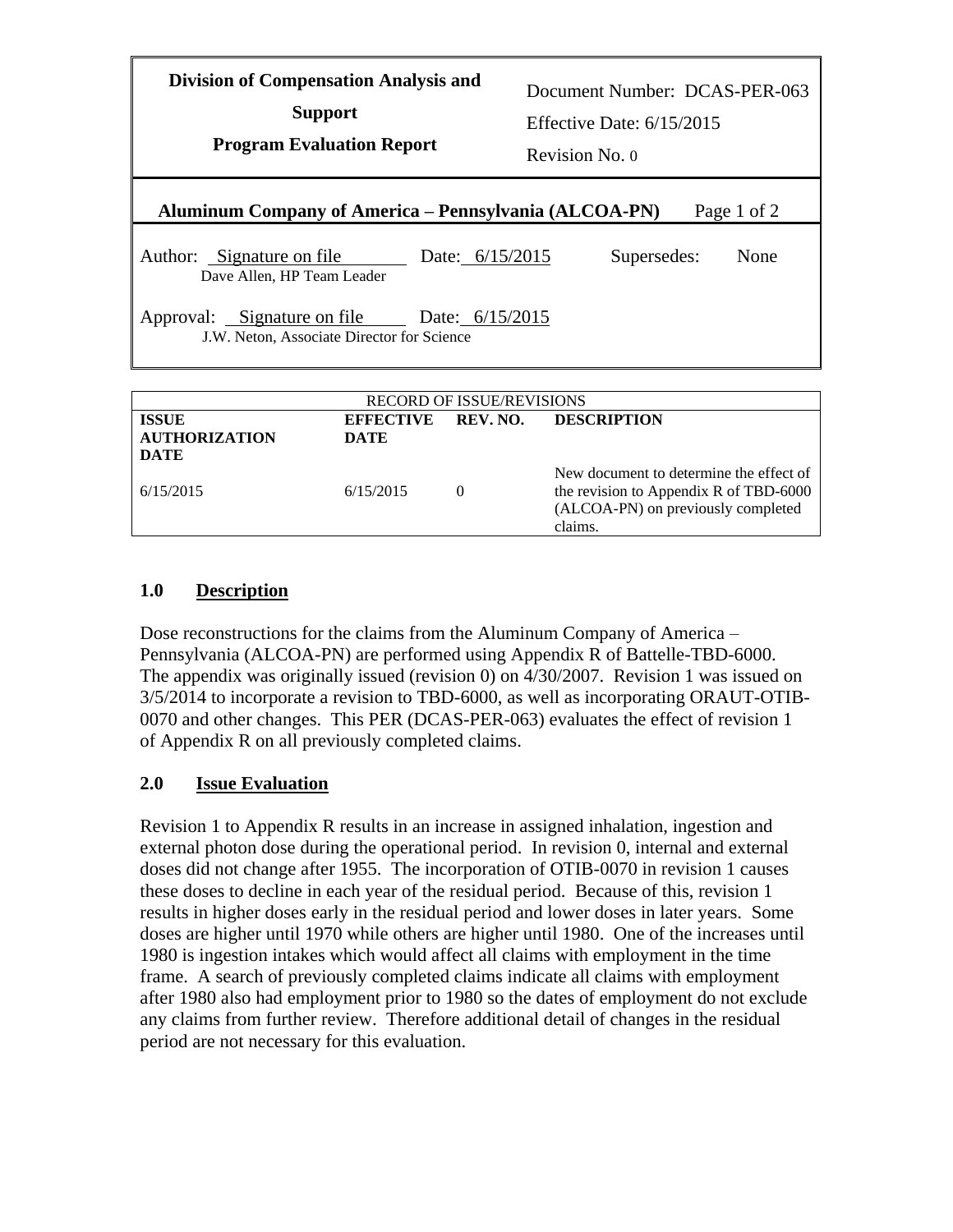| Division of Compensation Analysis and Support<br>Program Evaluation Report | Document Number: DCAS-PER-063<br>Effective Date: 6/15/2015<br>Revision No. 0 |
|---|---|

**Aluminum Company of America – Pennsylvania (ALCOA-PN)**

Author: Signature on file Date: 6/15/2015 Supersedes: None
Dave Allen, HP Team Leader

Approval: Signature on file Date: 6/15/2015
J.W. Neton, Associate Director for Science

| RECORD OF ISSUE/REVISIONS | | | |
|---|---|---|---|
| **ISSUE AUTHORIZATION DATE** | **EFFECTIVE DATE** | **REV. NO.** | **DESCRIPTION** |
| 6/15/2015 | 6/15/2015 | 0 | New document to determine the effect of the revision to Appendix R of TBD-6000 (ALCOA-PN) on previously completed claims. |

## 1.0 Description

Dose reconstructions for the claims from the Aluminum Company of America – Pennsylvania (ALCOA-PN) are performed using Appendix R of Battelle-TBD-6000. The appendix was originally issued (revision 0) on 4/30/2007. Revision 1 was issued on 3/5/2014 to incorporate a revision to TBD-6000, as well as incorporating ORAUT-OTIB-0070 and other changes. This PER (DCAS-PER-063) evaluates the effect of revision 1 of Appendix R on all previously completed claims.

## 2.0 Issue Evaluation

Revision 1 to Appendix R results in an increase in assigned inhalation, ingestion and external photon dose during the operational period. In revision 0, internal and external doses did not change after 1955. The incorporation of OTIB-0070 in revision 1 causes these doses to decline in each year of the residual period. Because of this, revision 1 results in higher doses early in the residual period and lower doses in later years. Some doses are higher until 1970 while others are higher until 1980. One of the increases until 1980 is ingestion intakes which would affect all claims with employment in the time frame. A search of previously completed claims indicate all claims with employment after 1980 also had employment prior to 1980 so the dates of employment do not exclude any claims from further review. Therefore additional detail of changes in the residual period are not necessary for this evaluation.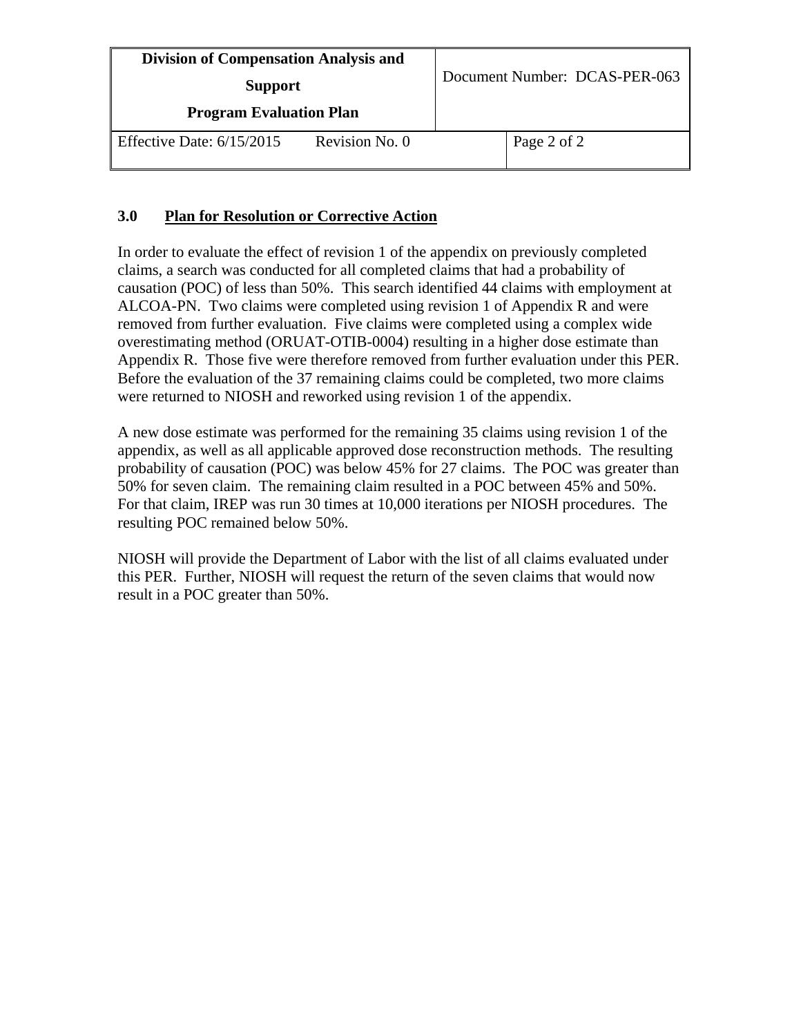## 3.0 Plan for Resolution or Corrective Action

In order to evaluate the effect of revision 1 of the appendix on previously completed claims, a search was conducted for all completed claims that had a probability of causation (POC) of less than 50%. This search identified 44 claims with employment at ALCOA-PN. Two claims were completed using revision 1 of Appendix R and were removed from further evaluation. Five claims were completed using a complex wide overestimating method (ORUAT-OTIB-0004) resulting in a higher dose estimate than Appendix R. Those five were therefore removed from further evaluation under this PER. Before the evaluation of the 37 remaining claims could be completed, two more claims were returned to NIOSH and reworked using revision 1 of the appendix.

A new dose estimate was performed for the remaining 35 claims using revision 1 of the appendix, as well as all applicable approved dose reconstruction methods. The resulting probability of causation (POC) was below 45% for 27 claims. The POC was greater than 50% for seven claim. The remaining claim resulted in a POC between 45% and 50%. For that claim, IREP was run 30 times at 10,000 iterations per NIOSH procedures. The resulting POC remained below 50%.

NIOSH will provide the Department of Labor with the list of all claims evaluated under this PER. Further, NIOSH will request the return of the seven claims that would now result in a POC greater than 50%.